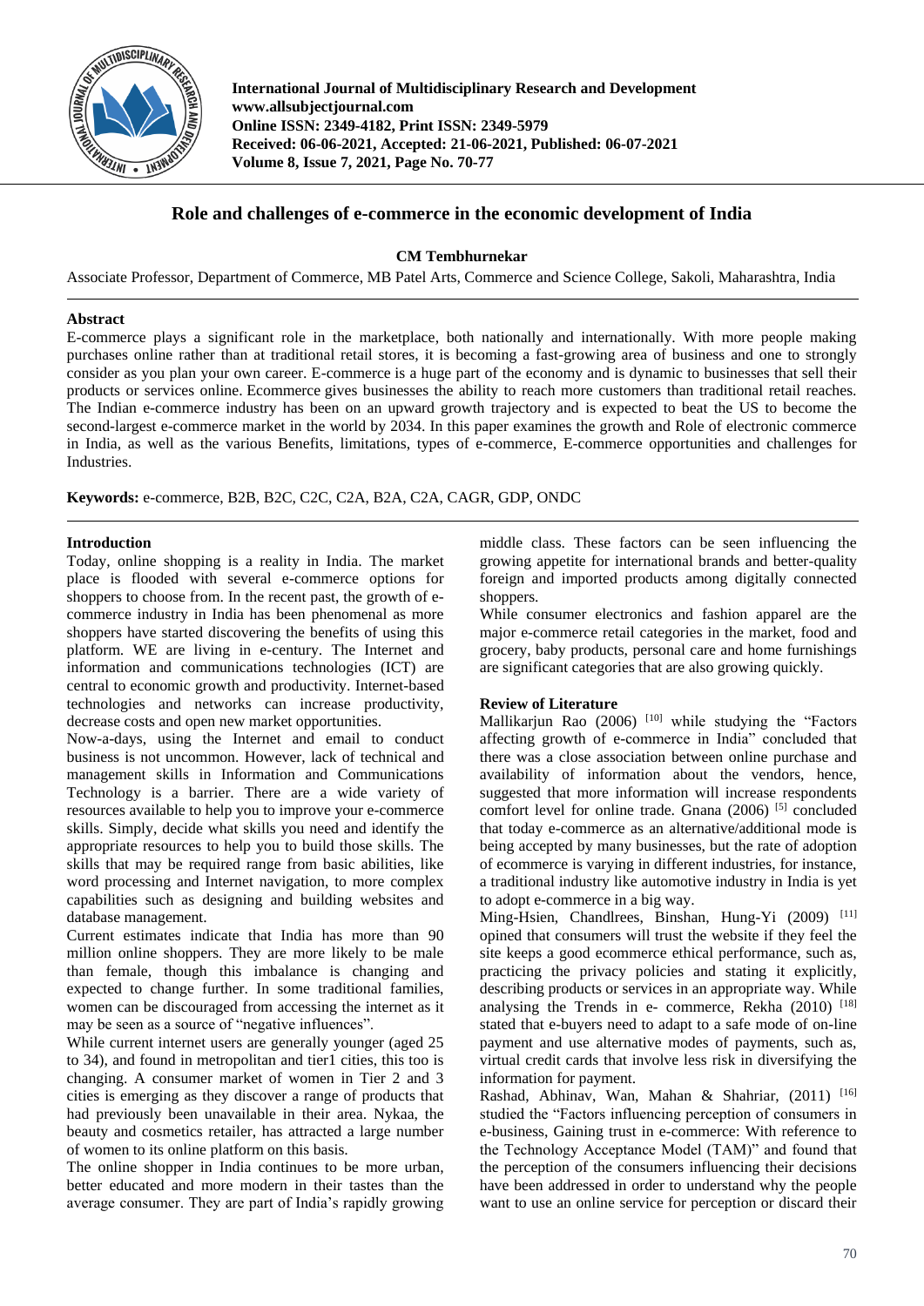International Journal of Multidisciplinary Research and Development
www.allsubjectjournal.com
Online ISSN: 2349-4182, Print ISSN: 2349-5979
Received: 06-06-2021, Accepted: 21-06-2021, Published: 06-07-2021
Volume 8, Issue 7, 2021, Page No. 70-77

# Role and challenges of e-commerce in the economic development of India

**CM Tembhurnekar**

Associate Professor, Department of Commerce, MB Patel Arts, Commerce and Science College, Sakoli, Maharashtra, India

## Abstract

E-commerce plays a significant role in the marketplace, both nationally and internationally. With more people making purchases online rather than at traditional retail stores, it is becoming a fast-growing area of business and one to strongly consider as you plan your own career. E-commerce is a huge part of the economy and is dynamic to businesses that sell their products or services online. Ecommerce gives businesses the ability to reach more customers than traditional retail reaches. The Indian e-commerce industry has been on an upward growth trajectory and is expected to beat the US to become the second-largest e-commerce market in the world by 2034. In this paper examines the growth and Role of electronic commerce in India, as well as the various Benefits, limitations, types of e-commerce, E-commerce opportunities and challenges for Industries.

**Keywords:** e-commerce, B2B, B2C, C2C, C2A, B2A, C2A, CAGR, GDP, ONDC

## Introduction

Today, online shopping is a reality in India. The market place is flooded with several e-commerce options for shoppers to choose from. In the recent past, the growth of e-commerce industry in India has been phenomenal as more shoppers have started discovering the benefits of using this platform. WE are living in e-century. The Internet and information and communications technologies (ICT) are central to economic growth and productivity. Internet-based technologies and networks can increase productivity, decrease costs and open new market opportunities.

Now-a-days, using the Internet and email to conduct business is not uncommon. However, lack of technical and management skills in Information and Communications Technology is a barrier. There are a wide variety of resources available to help you to improve your e-commerce skills. Simply, decide what skills you need and identify the appropriate resources to help you to build those skills. The skills that may be required range from basic abilities, like word processing and Internet navigation, to more complex capabilities such as designing and building websites and database management.

Current estimates indicate that India has more than 90 million online shoppers. They are more likely to be male than female, though this imbalance is changing and expected to change further. In some traditional families, women can be discouraged from accessing the internet as it may be seen as a source of "negative influences".

While current internet users are generally younger (aged 25 to 34), and found in metropolitan and tier1 cities, this too is changing. A consumer market of women in Tier 2 and 3 cities is emerging as they discover a range of products that had previously been unavailable in their area. Nykaa, the beauty and cosmetics retailer, has attracted a large number of women to its online platform on this basis.

The online shopper in India continues to be more urban, better educated and more modern in their tastes than the average consumer. They are part of India's rapidly growing middle class. These factors can be seen influencing the growing appetite for international brands and better-quality foreign and imported products among digitally connected shoppers.

While consumer electronics and fashion apparel are the major e-commerce retail categories in the market, food and grocery, baby products, personal care and home furnishings are significant categories that are also growing quickly.

## Review of Literature

Mallikarjun Rao (2006) [10] while studying the "Factors affecting growth of e-commerce in India" concluded that there was a close association between online purchase and availability of information about the vendors, hence, suggested that more information will increase respondents comfort level for online trade. Gnana (2006) [5] concluded that today e-commerce as an alternative/additional mode is being accepted by many businesses, but the rate of adoption of ecommerce is varying in different industries, for instance, a traditional industry like automotive industry in India is yet to adopt e-commerce in a big way.

Ming-Hsien, Chandlrees, Binshan, Hung-Yi (2009) [11] opined that consumers will trust the website if they feel the site keeps a good ecommerce ethical performance, such as, practicing the privacy policies and stating it explicitly, describing products or services in an appropriate way. While analysing the Trends in e- commerce, Rekha (2010) [18] stated that e-buyers need to adapt to a safe mode of on-line payment and use alternative modes of payments, such as, virtual credit cards that involve less risk in diversifying the information for payment.

Rashad, Abhinav, Wan, Mahan & Shahriar, (2011) [16] studied the "Factors influencing perception of consumers in e-business, Gaining trust in e-commerce: With reference to the Technology Acceptance Model (TAM)" and found that the perception of the consumers influencing their decisions have been addressed in order to understand why the people want to use an online service for perception or discard their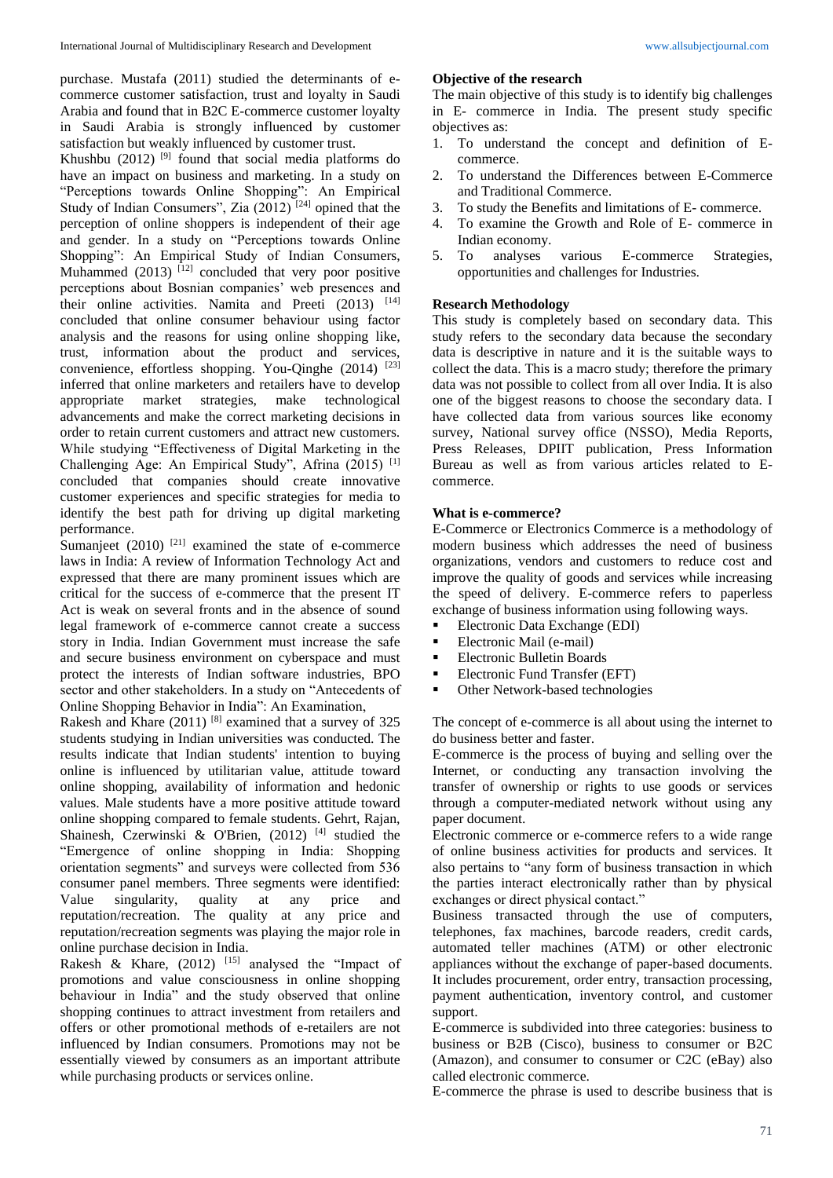purchase. Mustafa (2011) studied the determinants of e-commerce customer satisfaction, trust and loyalty in Saudi Arabia and found that in B2C E-commerce customer loyalty in Saudi Arabia is strongly influenced by customer satisfaction but weakly influenced by customer trust.

Khushbu (2012) [9] found that social media platforms do have an impact on business and marketing. In a study on "Perceptions towards Online Shopping": An Empirical Study of Indian Consumers", Zia (2012) [24] opined that the perception of online shoppers is independent of their age and gender. In a study on "Perceptions towards Online Shopping": An Empirical Study of Indian Consumers, Muhammed (2013) [12] concluded that very poor positive perceptions about Bosnian companies' web presences and their online activities. Namita and Preeti (2013) [14] concluded that online consumer behaviour using factor analysis and the reasons for using online shopping like, trust, information about the product and services, convenience, effortless shopping. You-Qinghe (2014) [23] inferred that online marketers and retailers have to develop appropriate market strategies, make technological advancements and make the correct marketing decisions in order to retain current customers and attract new customers. While studying "Effectiveness of Digital Marketing in the Challenging Age: An Empirical Study", Afrina (2015) [1] concluded that companies should create innovative customer experiences and specific strategies for media to identify the best path for driving up digital marketing performance.

Sumanjeet (2010) [21] examined the state of e-commerce laws in India: A review of Information Technology Act and expressed that there are many prominent issues which are critical for the success of e-commerce that the present IT Act is weak on several fronts and in the absence of sound legal framework of e-commerce cannot create a success story in India. Indian Government must increase the safe and secure business environment on cyberspace and must protect the interests of Indian software industries, BPO sector and other stakeholders. In a study on "Antecedents of Online Shopping Behavior in India": An Examination,

Rakesh and Khare (2011) [8] examined that a survey of 325 students studying in Indian universities was conducted. The results indicate that Indian students' intention to buying online is influenced by utilitarian value, attitude toward online shopping, availability of information and hedonic values. Male students have a more positive attitude toward online shopping compared to female students. Gehrt, Rajan, Shainesh, Czerwinski & O'Brien, (2012) [4] studied the "Emergence of online shopping in India: Shopping orientation segments" and surveys were collected from 536 consumer panel members. Three segments were identified: Value singularity, quality at any price and reputation/recreation. The quality at any price and reputation/recreation segments was playing the major role in online purchase decision in India.

Rakesh & Khare, (2012) [15] analysed the "Impact of promotions and value consciousness in online shopping behaviour in India" and the study observed that online shopping continues to attract investment from retailers and offers or other promotional methods of e-retailers are not influenced by Indian consumers. Promotions may not be essentially viewed by consumers as an important attribute while purchasing products or services online.

**Objective of the research**

The main objective of this study is to identify big challenges in E- commerce in India. The present study specific objectives as:

1. To understand the concept and definition of E-commerce.
2. To understand the Differences between E-Commerce and Traditional Commerce.
3. To study the Benefits and limitations of E- commerce.
4. To examine the Growth and Role of E- commerce in Indian economy.
5. To analyses various E-commerce Strategies, opportunities and challenges for Industries.

**Research Methodology**

This study is completely based on secondary data. This study refers to the secondary data because the secondary data is descriptive in nature and it is the suitable ways to collect the data. This is a macro study; therefore the primary data was not possible to collect from all over India. It is also one of the biggest reasons to choose the secondary data. I have collected data from various sources like economy survey, National survey office (NSSO), Media Reports, Press Releases, DPIIT publication, Press Information Bureau as well as from various articles related to E-commerce.

**What is e-commerce?**

E-Commerce or Electronics Commerce is a methodology of modern business which addresses the need of business organizations, vendors and customers to reduce cost and improve the quality of goods and services while increasing the speed of delivery. E-commerce refers to paperless exchange of business information using following ways.

- Electronic Data Exchange (EDI)
- Electronic Mail (e-mail)
- Electronic Bulletin Boards
- Electronic Fund Transfer (EFT)
- Other Network-based technologies

The concept of e-commerce is all about using the internet to do business better and faster.

E-commerce is the process of buying and selling over the Internet, or conducting any transaction involving the transfer of ownership or rights to use goods or services through a computer-mediated network without using any paper document.

Electronic commerce or e-commerce refers to a wide range of online business activities for products and services. It also pertains to "any form of business transaction in which the parties interact electronically rather than by physical exchanges or direct physical contact."

Business transacted through the use of computers, telephones, fax machines, barcode readers, credit cards, automated teller machines (ATM) or other electronic appliances without the exchange of paper-based documents. It includes procurement, order entry, transaction processing, payment authentication, inventory control, and customer support.

E-commerce is subdivided into three categories: business to business or B2B (Cisco), business to consumer or B2C (Amazon), and consumer to consumer or C2C (eBay) also called electronic commerce.

E-commerce the phrase is used to describe business that is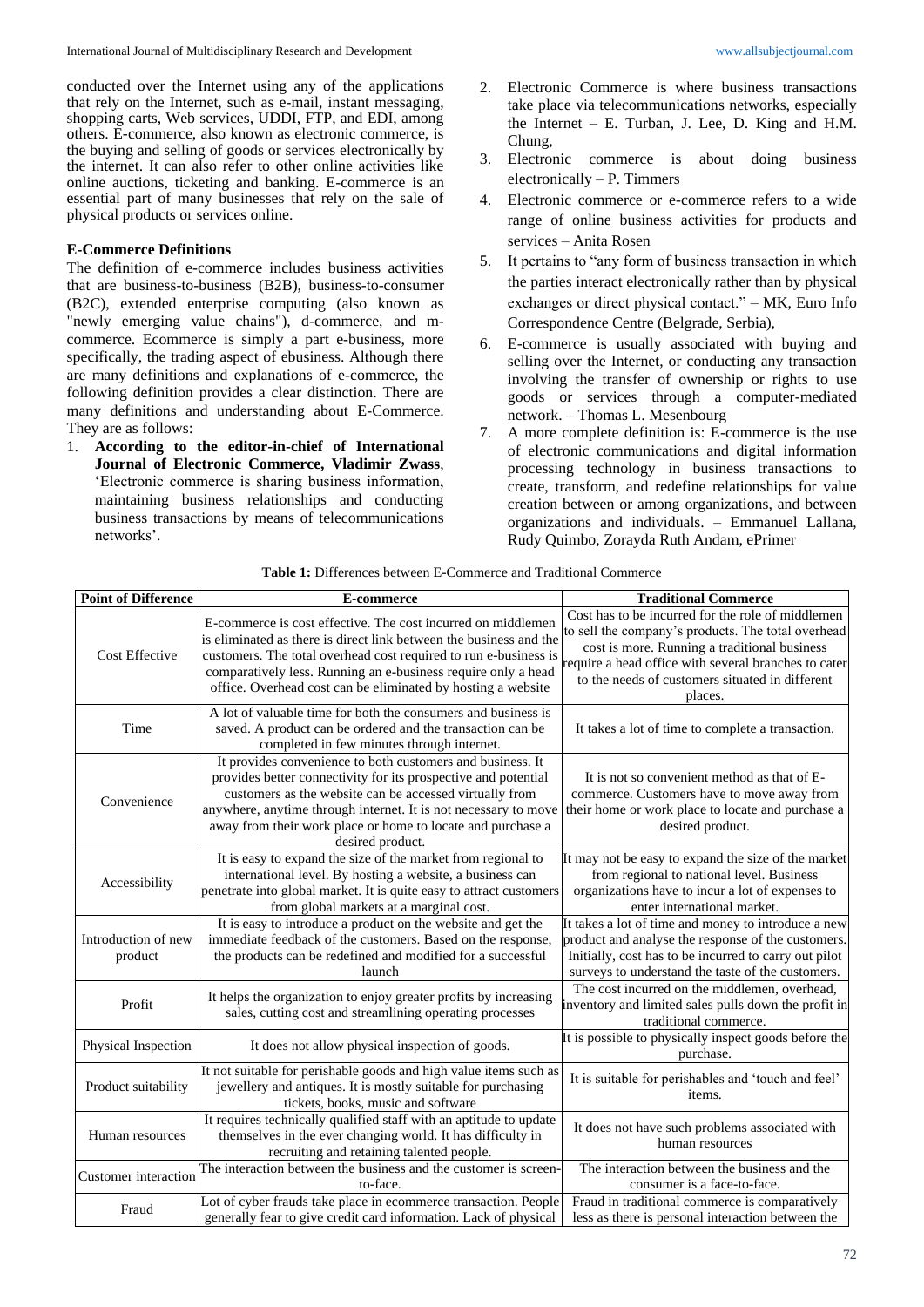conducted over the Internet using any of the applications that rely on the Internet, such as e-mail, instant messaging, shopping carts, Web services, UDDI, FTP, and EDI, among others. E-commerce, also known as electronic commerce, is the buying and selling of goods or services electronically by the internet. It can also refer to other online activities like online auctions, ticketing and banking. E-commerce is an essential part of many businesses that rely on the sale of physical products or services online.

### E-Commerce Definitions

The definition of e-commerce includes business activities that are business-to-business (B2B), business-to-consumer (B2C), extended enterprise computing (also known as "newly emerging value chains"), d-commerce, and m-commerce. Ecommerce is simply a part e-business, more specifically, the trading aspect of ebusiness. Although there are many definitions and explanations of e-commerce, the following definition provides a clear distinction. There are many definitions and understanding about E-Commerce. They are as follows:

1. **According to the editor-in-chief of International Journal of Electronic Commerce, Vladimir Zwass**, 'Electronic commerce is sharing business information, maintaining business relationships and conducting business transactions by means of telecommunications networks'.
2. Electronic Commerce is where business transactions take place via telecommunications networks, especially the Internet – E. Turban, J. Lee, D. King and H.M. Chung,
3. Electronic commerce is about doing business electronically – P. Timmers
4. Electronic commerce or e-commerce refers to a wide range of online business activities for products and services – Anita Rosen
5. It pertains to "any form of business transaction in which the parties interact electronically rather than by physical exchanges or direct physical contact." – MK, Euro Info Correspondence Centre (Belgrade, Serbia),
6. E-commerce is usually associated with buying and selling over the Internet, or conducting any transaction involving the transfer of ownership or rights to use goods or services through a computer-mediated network. – Thomas L. Mesenbourg
7. A more complete definition is: E-commerce is the use of electronic communications and digital information processing technology in business transactions to create, transform, and redefine relationships for value creation between or among organizations, and between organizations and individuals. – Emmanuel Lallana, Rudy Quimbo, Zorayda Ruth Andam, ePrimer

**Table 1:** Differences between E-Commerce and Traditional Commerce

| Point of Difference | E-commerce | Traditional Commerce |
|---|---|---|
| Cost Effective | E-commerce is cost effective. The cost incurred on middlemen is eliminated as there is direct link between the business and the customers. The total overhead cost required to run e-business is comparatively less. Running an e-business require only a head office. Overhead cost can be eliminated by hosting a website | Cost has to be incurred for the role of middlemen to sell the company's products. The total overhead cost is more. Running a traditional business require a head office with several branches to cater to the needs of customers situated in different places. |
| Time | A lot of valuable time for both the consumers and business is saved. A product can be ordered and the transaction can be completed in few minutes through internet. | It takes a lot of time to complete a transaction. |
| Convenience | It provides convenience to both customers and business. It provides better connectivity for its prospective and potential customers as the website can be accessed virtually from anywhere, anytime through internet. It is not necessary to move away from their work place or home to locate and purchase a desired product. | It is not so convenient method as that of E-commerce. Customers have to move away from their home or work place to locate and purchase a desired product. |
| Accessibility | It is easy to expand the size of the market from regional to international level. By hosting a website, a business can penetrate into global market. It is quite easy to attract customers from global markets at a marginal cost. | It may not be easy to expand the size of the market from regional to national level. Business organizations have to incur a lot of expenses to enter international market. |
| Introduction of new product | It is easy to introduce a product on the website and get the immediate feedback of the customers. Based on the response, the products can be redefined and modified for a successful launch | It takes a lot of time and money to introduce a new product and analyse the response of the customers. Initially, cost has to be incurred to carry out pilot surveys to understand the taste of the customers. |
| Profit | It helps the organization to enjoy greater profits by increasing sales, cutting cost and streamlining operating processes | The cost incurred on the middlemen, overhead, inventory and limited sales pulls down the profit in traditional commerce. |
| Physical Inspection | It does not allow physical inspection of goods. | It is possible to physically inspect goods before the purchase. |
| Product suitability | It not suitable for perishable goods and high value items such as jewellery and antiques. It is mostly suitable for purchasing tickets, books, music and software | It is suitable for perishables and 'touch and feel' items. |
| Human resources | It requires technically qualified staff with an aptitude to update themselves in the ever changing world. It has difficulty in recruiting and retaining talented people. | It does not have such problems associated with human resources |
| Customer interaction | The interaction between the business and the customer is screen-to-face. | The interaction between the business and the consumer is a face-to-face. |
| Fraud | Lot of cyber frauds take place in ecommerce transaction. People generally fear to give credit card information. Lack of physical | Fraud in traditional commerce is comparatively less as there is personal interaction between the |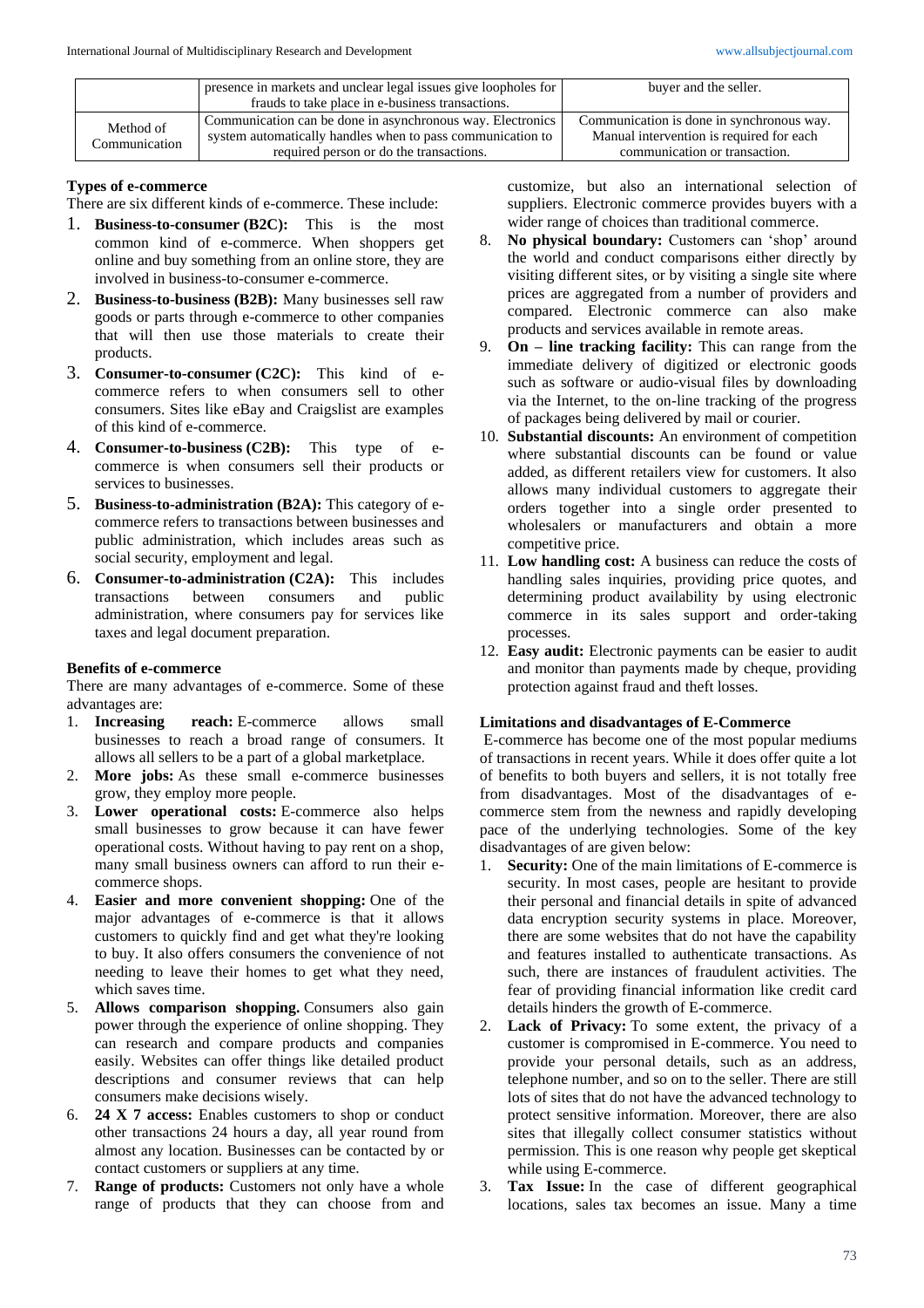| | presence in markets and unclear legal issues give loopholes for frauds to take place in e-business transactions. | buyer and the seller. |
|---|---|---|
| Method of Communication | Communication can be done in asynchronous way. Electronics system automatically handles when to pass communication to required person or do the transactions. | Communication is done in synchronous way. Manual intervention is required for each communication or transaction. |

**Types of e-commerce**

There are six different kinds of e-commerce. These include:

1. **Business-to-consumer (B2C):** This is the most common kind of e-commerce. When shoppers get online and buy something from an online store, they are involved in business-to-consumer e-commerce.
2. **Business-to-business (B2B):** Many businesses sell raw goods or parts through e-commerce to other companies that will then use those materials to create their products.
3. **Consumer-to-consumer (C2C):** This kind of e-commerce refers to when consumers sell to other consumers. Sites like eBay and Craigslist are examples of this kind of e-commerce.
4. **Consumer-to-business (C2B):** This type of e-commerce is when consumers sell their products or services to businesses.
5. **Business-to-administration (B2A):** This category of e-commerce refers to transactions between businesses and public administration, which includes areas such as social security, employment and legal.
6. **Consumer-to-administration (C2A):** This includes transactions between consumers and public administration, where consumers pay for services like taxes and legal document preparation.

**Benefits of e-commerce**

There are many advantages of e-commerce. Some of these advantages are:

1. **Increasing reach:** E-commerce allows small businesses to reach a broad range of consumers. It allows all sellers to be a part of a global marketplace.
2. **More jobs:** As these small e-commerce businesses grow, they employ more people.
3. **Lower operational costs:** E-commerce also helps small businesses to grow because it can have fewer operational costs. Without having to pay rent on a shop, many small business owners can afford to run their e-commerce shops.
4. **Easier and more convenient shopping:** One of the major advantages of e-commerce is that it allows customers to quickly find and get what they're looking to buy. It also offers consumers the convenience of not needing to leave their homes to get what they need, which saves time.
5. **Allows comparison shopping.** Consumers also gain power through the experience of online shopping. They can research and compare products and companies easily. Websites can offer things like detailed product descriptions and consumer reviews that can help consumers make decisions wisely.
6. **24 X 7 access:** Enables customers to shop or conduct other transactions 24 hours a day, all year round from almost any location. Businesses can be contacted by or contact customers or suppliers at any time.
7. **Range of products:** Customers not only have a whole range of products that they can choose from and customize, but also an international selection of suppliers. Electronic commerce provides buyers with a wider range of choices than traditional commerce.
8. **No physical boundary:** Customers can 'shop' around the world and conduct comparisons either directly by visiting different sites, or by visiting a single site where prices are aggregated from a number of providers and compared. Electronic commerce can also make products and services available in remote areas.
9. **On – line tracking facility:** This can range from the immediate delivery of digitized or electronic goods such as software or audio-visual files by downloading via the Internet, to the on-line tracking of the progress of packages being delivered by mail or courier.
10. **Substantial discounts:** An environment of competition where substantial discounts can be found or value added, as different retailers view for customers. It also allows many individual customers to aggregate their orders together into a single order presented to wholesalers or manufacturers and obtain a more competitive price.
11. **Low handling cost:** A business can reduce the costs of handling sales inquiries, providing price quotes, and determining product availability by using electronic commerce in its sales support and order-taking processes.
12. **Easy audit:** Electronic payments can be easier to audit and monitor than payments made by cheque, providing protection against fraud and theft losses.

**Limitations and disadvantages of E-Commerce**

E-commerce has become one of the most popular mediums of transactions in recent years. While it does offer quite a lot of benefits to both buyers and sellers, it is not totally free from disadvantages. Most of the disadvantages of e-commerce stem from the newness and rapidly developing pace of the underlying technologies. Some of the key disadvantages of are given below:

1. **Security:** One of the main limitations of E-commerce is security. In most cases, people are hesitant to provide their personal and financial details in spite of advanced data encryption security systems in place. Moreover, there are some websites that do not have the capability and features installed to authenticate transactions. As such, there are instances of fraudulent activities. The fear of providing financial information like credit card details hinders the growth of E-commerce.
2. **Lack of Privacy:** To some extent, the privacy of a customer is compromised in E-commerce. You need to provide your personal details, such as an address, telephone number, and so on to the seller. There are still lots of sites that do not have the advanced technology to protect sensitive information. Moreover, there are also sites that illegally collect consumer statistics without permission. This is one reason why people get skeptical while using E-commerce.
3. **Tax Issue:** In the case of different geographical locations, sales tax becomes an issue. Many a time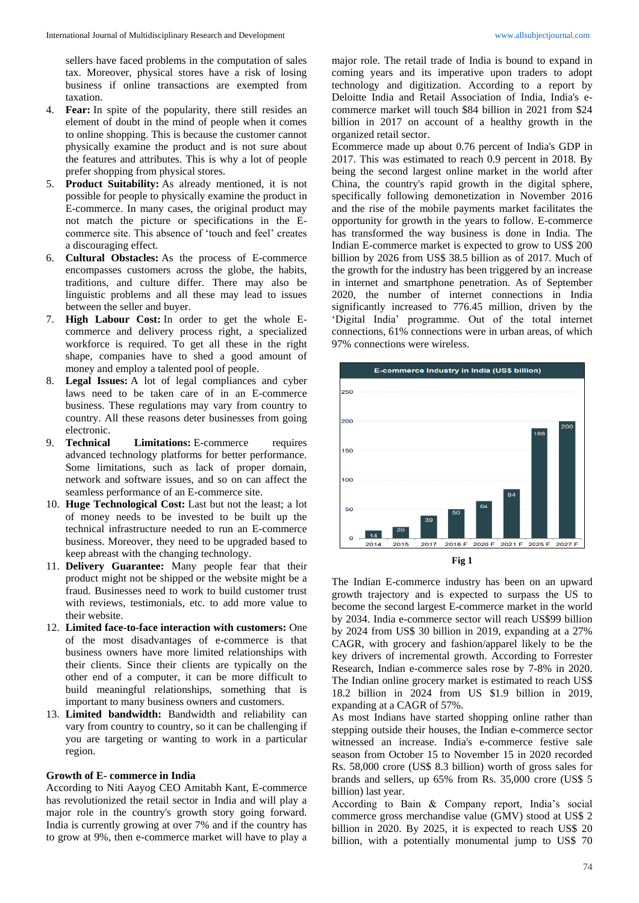sellers have faced problems in the computation of sales tax. Moreover, physical stores have a risk of losing business if online transactions are exempted from taxation.

4. **Fear:** In spite of the popularity, there still resides an element of doubt in the mind of people when it comes to online shopping. This is because the customer cannot physically examine the product and is not sure about the features and attributes. This is why a lot of people prefer shopping from physical stores.
5. **Product Suitability:** As already mentioned, it is not possible for people to physically examine the product in E-commerce. In many cases, the original product may not match the picture or specifications in the E-commerce site. This absence of 'touch and feel' creates a discouraging effect.
6. **Cultural Obstacles:** As the process of E-commerce encompasses customers across the globe, the habits, traditions, and culture differ. There may also be linguistic problems and all these may lead to issues between the seller and buyer.
7. **High Labour Cost:** In order to get the whole E-commerce and delivery process right, a specialized workforce is required. To get all these in the right shape, companies have to shed a good amount of money and employ a talented pool of people.
8. **Legal Issues:** A lot of legal compliances and cyber laws need to be taken care of in an E-commerce business. These regulations may vary from country to country. All these reasons deter businesses from going electronic.
9. **Technical Limitations:** E-commerce requires advanced technology platforms for better performance. Some limitations, such as lack of proper domain, network and software issues, and so on can affect the seamless performance of an E-commerce site.
10. **Huge Technological Cost:** Last but not the least; a lot of money needs to be invested to be built up the technical infrastructure needed to run an E-commerce business. Moreover, they need to be upgraded based to keep abreast with the changing technology.
11. **Delivery Guarantee:** Many people fear that their product might not be shipped or the website might be a fraud. Businesses need to work to build customer trust with reviews, testimonials, etc. to add more value to their website.
12. **Limited face-to-face interaction with customers:** One of the most disadvantages of e-commerce is that business owners have more limited relationships with their clients. Since their clients are typically on the other end of a computer, it can be more difficult to build meaningful relationships, something that is important to many business owners and customers.
13. **Limited bandwidth:** Bandwidth and reliability can vary from country to country, so it can be challenging if you are targeting or wanting to work in a particular region.

### Growth of E- commerce in India

According to Niti Aayog CEO Amitabh Kant, E-commerce has revolutionized the retail sector in India and will play a major role in the country's growth story going forward. India is currently growing at over 7% and if the country has to grow at 9%, then e-commerce market will have to play a major role. The retail trade of India is bound to expand in coming years and its imperative upon traders to adopt technology and digitization. According to a report by Deloitte India and Retail Association of India, India's e-commerce market will touch $84 billion in 2021 from $24 billion in 2017 on account of a healthy growth in the organized retail sector.

Ecommerce made up about 0.76 percent of India's GDP in 2017. This was estimated to reach 0.9 percent in 2018. By being the second largest online market in the world after China, the country's rapid growth in the digital sphere, specifically following demonetization in November 2016 and the rise of the mobile payments market facilitates the opportunity for growth in the years to follow. E-commerce has transformed the way business is done in India. The Indian E-commerce market is expected to grow to US$ 200 billion by 2026 from US$ 38.5 billion as of 2017. Much of the growth for the industry has been triggered by an increase in internet and smartphone penetration. As of September 2020, the number of internet connections in India significantly increased to 776.45 million, driven by the 'Digital India' programme. Out of the total internet connections, 61% connections were in urban areas, of which 97% connections were wireless.

**E-commerce Industry in India (US$ billion)**

| 2014 | 2015 | 2017 | 2018 F | 2020 F | 2021 F | 2025 F | 2027 F |
|---|---|---|---|---|---|---|---|
| 14 | 20 | 39 | 50 | 64 | 84 | 188 | 200 |

**Fig 1**

The Indian E-commerce industry has been on an upward growth trajectory and is expected to surpass the US to become the second largest E-commerce market in the world by 2034. India e-commerce sector will reach US$99 billion by 2024 from US$ 30 billion in 2019, expanding at a 27% CAGR, with grocery and fashion/apparel likely to be the key drivers of incremental growth. According to Forrester Research, Indian e-commerce sales rose by 7-8% in 2020. The Indian online grocery market is estimated to reach US$ 18.2 billion in 2024 from US $1.9 billion in 2019, expanding at a CAGR of 57%.

As most Indians have started shopping online rather than stepping outside their houses, the Indian e-commerce sector witnessed an increase. India's e-commerce festive sale season from October 15 to November 15 in 2020 recorded Rs. 58,000 crore (US$ 8.3 billion) worth of gross sales for brands and sellers, up 65% from Rs. 35,000 crore (US$ 5 billion) last year.

According to Bain & Company report, India's social commerce gross merchandise value (GMV) stood at US$ 2 billion in 2020. By 2025, it is expected to reach US$ 20 billion, with a potentially monumental jump to US$ 70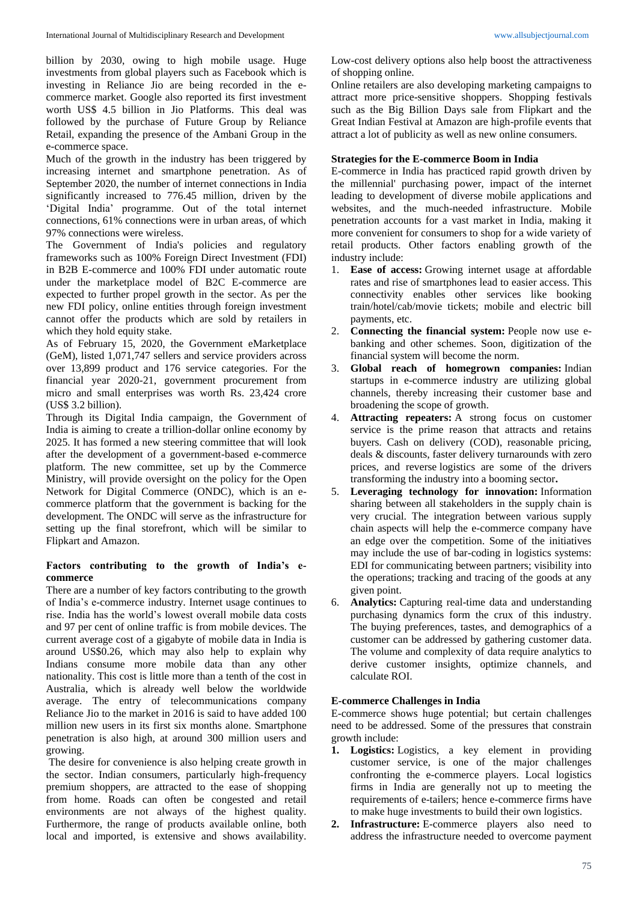billion by 2030, owing to high mobile usage. Huge investments from global players such as Facebook which is investing in Reliance Jio are being recorded in the e-commerce market. Google also reported its first investment worth US$ 4.5 billion in Jio Platforms. This deal was followed by the purchase of Future Group by Reliance Retail, expanding the presence of the Ambani Group in the e-commerce space.

Much of the growth in the industry has been triggered by increasing internet and smartphone penetration. As of September 2020, the number of internet connections in India significantly increased to 776.45 million, driven by the 'Digital India' programme. Out of the total internet connections, 61% connections were in urban areas, of which 97% connections were wireless.

The Government of India's policies and regulatory frameworks such as 100% Foreign Direct Investment (FDI) in B2B E-commerce and 100% FDI under automatic route under the marketplace model of B2C E-commerce are expected to further propel growth in the sector. As per the new FDI policy, online entities through foreign investment cannot offer the products which are sold by retailers in which they hold equity stake.

As of February 15, 2020, the Government eMarketplace (GeM), listed 1,071,747 sellers and service providers across over 13,899 product and 176 service categories. For the financial year 2020-21, government procurement from micro and small enterprises was worth Rs. 23,424 crore (US$ 3.2 billion).

Through its Digital India campaign, the Government of India is aiming to create a trillion-dollar online economy by 2025. It has formed a new steering committee that will look after the development of a government-based e-commerce platform. The new committee, set up by the Commerce Ministry, will provide oversight on the policy for the Open Network for Digital Commerce (ONDC), which is an e-commerce platform that the government is backing for the development. The ONDC will serve as the infrastructure for setting up the final storefront, which will be similar to Flipkart and Amazon.

### Factors contributing to the growth of India's e-commerce

There are a number of key factors contributing to the growth of India's e-commerce industry. Internet usage continues to rise. India has the world's lowest overall mobile data costs and 97 per cent of online traffic is from mobile devices. The current average cost of a gigabyte of mobile data in India is around US$0.26, which may also help to explain why Indians consume more mobile data than any other nationality. This cost is little more than a tenth of the cost in Australia, which is already well below the worldwide average. The entry of telecommunications company Reliance Jio to the market in 2016 is said to have added 100 million new users in its first six months alone. Smartphone penetration is also high, at around 300 million users and growing.

The desire for convenience is also helping create growth in the sector. Indian consumers, particularly high-frequency premium shoppers, are attracted to the ease of shopping from home. Roads can often be congested and retail environments are not always of the highest quality. Furthermore, the range of products available online, both local and imported, is extensive and shows availability. Low-cost delivery options also help boost the attractiveness of shopping online.

Online retailers are also developing marketing campaigns to attract more price-sensitive shoppers. Shopping festivals such as the Big Billion Days sale from Flipkart and the Great Indian Festival at Amazon are high-profile events that attract a lot of publicity as well as new online consumers.

### Strategies for the E-commerce Boom in India

E-commerce in India has practiced rapid growth driven by the millennial' purchasing power, impact of the internet leading to development of diverse mobile applications and websites, and the much-needed infrastructure. Mobile penetration accounts for a vast market in India, making it more convenient for consumers to shop for a wide variety of retail products. Other factors enabling growth of the industry include:

1. **Ease of access:** Growing internet usage at affordable rates and rise of smartphones lead to easier access. This connectivity enables other services like booking train/hotel/cab/movie tickets; mobile and electric bill payments, etc.
2. **Connecting the financial system:** People now use e-banking and other schemes. Soon, digitization of the financial system will become the norm.
3. **Global reach of homegrown companies:** Indian startups in e-commerce industry are utilizing global channels, thereby increasing their customer base and broadening the scope of growth.
4. **Attracting repeaters:** A strong focus on customer service is the prime reason that attracts and retains buyers. Cash on delivery (COD), reasonable pricing, deals & discounts, faster delivery turnarounds with zero prices, and reverse logistics are some of the drivers transforming the industry into a booming sector**.**
5. **Leveraging technology for innovation:** Information sharing between all stakeholders in the supply chain is very crucial. The integration between various supply chain aspects will help the e-commerce company have an edge over the competition. Some of the initiatives may include the use of bar-coding in logistics systems: EDI for communicating between partners; visibility into the operations; tracking and tracing of the goods at any given point.
6. **Analytics:** Capturing real-time data and understanding purchasing dynamics form the crux of this industry. The buying preferences, tastes, and demographics of a customer can be addressed by gathering customer data. The volume and complexity of data require analytics to derive customer insights, optimize channels, and calculate ROI.

### E-commerce Challenges in India

E-commerce shows huge potential; but certain challenges need to be addressed. Some of the pressures that constrain growth include:

1. **Logistics:** Logistics, a key element in providing customer service, is one of the major challenges confronting the e-commerce players. Local logistics firms in India are generally not up to meeting the requirements of e-tailers; hence e-commerce firms have to make huge investments to build their own logistics.
2. **Infrastructure:** E-commerce players also need to address the infrastructure needed to overcome payment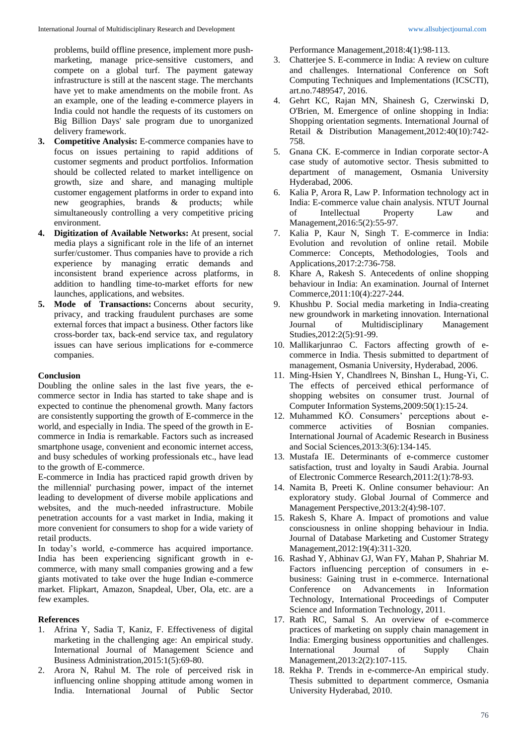problems, build offline presence, implement more push-marketing, manage price-sensitive customers, and compete on a global turf. The payment gateway infrastructure is still at the nascent stage. The merchants have yet to make amendments on the mobile front. As an example, one of the leading e-commerce players in India could not handle the requests of its customers on Big Billion Days' sale program due to unorganized delivery framework.

3. **Competitive Analysis:** E-commerce companies have to focus on issues pertaining to rapid additions of customer segments and product portfolios. Information should be collected related to market intelligence on growth, size and share, and managing multiple customer engagement platforms in order to expand into new geographies, brands & products; while simultaneously controlling a very competitive pricing environment.
4. **Digitization of Available Networks:** At present, social media plays a significant role in the life of an internet surfer/customer. Thus companies have to provide a rich experience by managing erratic demands and inconsistent brand experience across platforms, in addition to handling time-to-market efforts for new launches, applications, and websites.
5. **Mode of Transactions:** Concerns about security, privacy, and tracking fraudulent purchases are some external forces that impact a business. Other factors like cross-border tax, back-end service tax, and regulatory issues can have serious implications for e-commerce companies.

## Conclusion

Doubling the online sales in the last five years, the e-commerce sector in India has started to take shape and is expected to continue the phenomenal growth. Many factors are consistently supporting the growth of E-commerce in the world, and especially in India. The speed of the growth in E-commerce in India is remarkable. Factors such as increased smartphone usage, convenient and economic internet access, and busy schedules of working professionals etc., have lead to the growth of E-commerce.

E-commerce in India has practiced rapid growth driven by the millennial' purchasing power, impact of the internet leading to development of diverse mobile applications and websites, and the much-needed infrastructure. Mobile penetration accounts for a vast market in India, making it more convenient for consumers to shop for a wide variety of retail products.

In today's world, e-commerce has acquired importance. India has been experiencing significant growth in e-commerce, with many small companies growing and a few giants motivated to take over the huge Indian e-commerce market. Flipkart, Amazon, Snapdeal, Uber, Ola, etc. are a few examples.

## References

1. Afrina Y, Sadia T, Kaniz, F. Effectiveness of digital marketing in the challenging age: An empirical study. International Journal of Management Science and Business Administration,2015:1(5):69-80.
2. Arora N, Rahul M. The role of perceived risk in influencing online shopping attitude among women in India. International Journal of Public Sector Performance Management,2018:4(1):98-113.
3. Chatterjee S. E-commerce in India: A review on culture and challenges. International Conference on Soft Computing Techniques and Implementations (ICSCTI), art.no.7489547, 2016.
4. Gehrt KC, Rajan MN, Shainesh G, Czerwinski D, O'Brien, M. Emergence of online shopping in India: Shopping orientation segments. International Journal of Retail & Distribution Management,2012:40(10):742-758.
5. Gnana CK. E-commerce in Indian corporate sector-A case study of automotive sector. Thesis submitted to department of management, Osmania University Hyderabad, 2006.
6. Kalia P, Arora R, Law P. Information technology act in India: E-commerce value chain analysis. NTUT Journal of Intellectual Property Law and Management,2016:5(2):55-97.
7. Kalia P, Kaur N, Singh T. E-commerce in India: Evolution and revolution of online retail. Mobile Commerce: Concepts, Methodologies, Tools and Applications,2017:2:736-758.
8. Khare A, Rakesh S. Antecedents of online shopping behaviour in India: An examination. Journal of Internet Commerce,2011:10(4):227-244.
9. Khushbu P. Social media marketing in India-creating new groundwork in marketing innovation. International Journal of Multidisciplinary Management Studies,2012:2(5):91-99.
10. Mallikarjunrao C. Factors affecting growth of e-commerce in India. Thesis submitted to department of management, Osmania University, Hyderabad, 2006.
11. Ming-Hsien Y, Chandlrees N, Binshan L, Hung-Yi, C. The effects of perceived ethical performance of shopping websites on consumer trust. Journal of Computer Information Systems,2009:50(1):15-24.
12. Muhammed KÖ. Consumers' perceptions about e-commerce activities of Bosnian companies. International Journal of Academic Research in Business and Social Sciences,2013:3(6):134-145.
13. Mustafa IE. Determinants of e-commerce customer satisfaction, trust and loyalty in Saudi Arabia. Journal of Electronic Commerce Research,2011:2(1):78-93.
14. Namita B, Preeti K. Online consumer behaviour: An exploratory study. Global Journal of Commerce and Management Perspective,2013:2(4):98-107.
15. Rakesh S, Khare A. Impact of promotions and value consciousness in online shopping behaviour in India. Journal of Database Marketing and Customer Strategy Management,2012:19(4):311-320.
16. Rashad Y, Abhinav GJ, Wan FY, Mahan P, Shahriar M. Factors influencing perception of consumers in e-business: Gaining trust in e-commerce. International Conference on Advancements in Information Technology, International Proceedings of Computer Science and Information Technology, 2011.
17. Rath RC, Samal S. An overview of e-commerce practices of marketing on supply chain management in India: Emerging business opportunities and challenges. International Journal of Supply Chain Management,2013:2(2):107-115.
18. Rekha P. Trends in e-commerce-An empirical study. Thesis submitted to department commerce, Osmania University Hyderabad, 2010.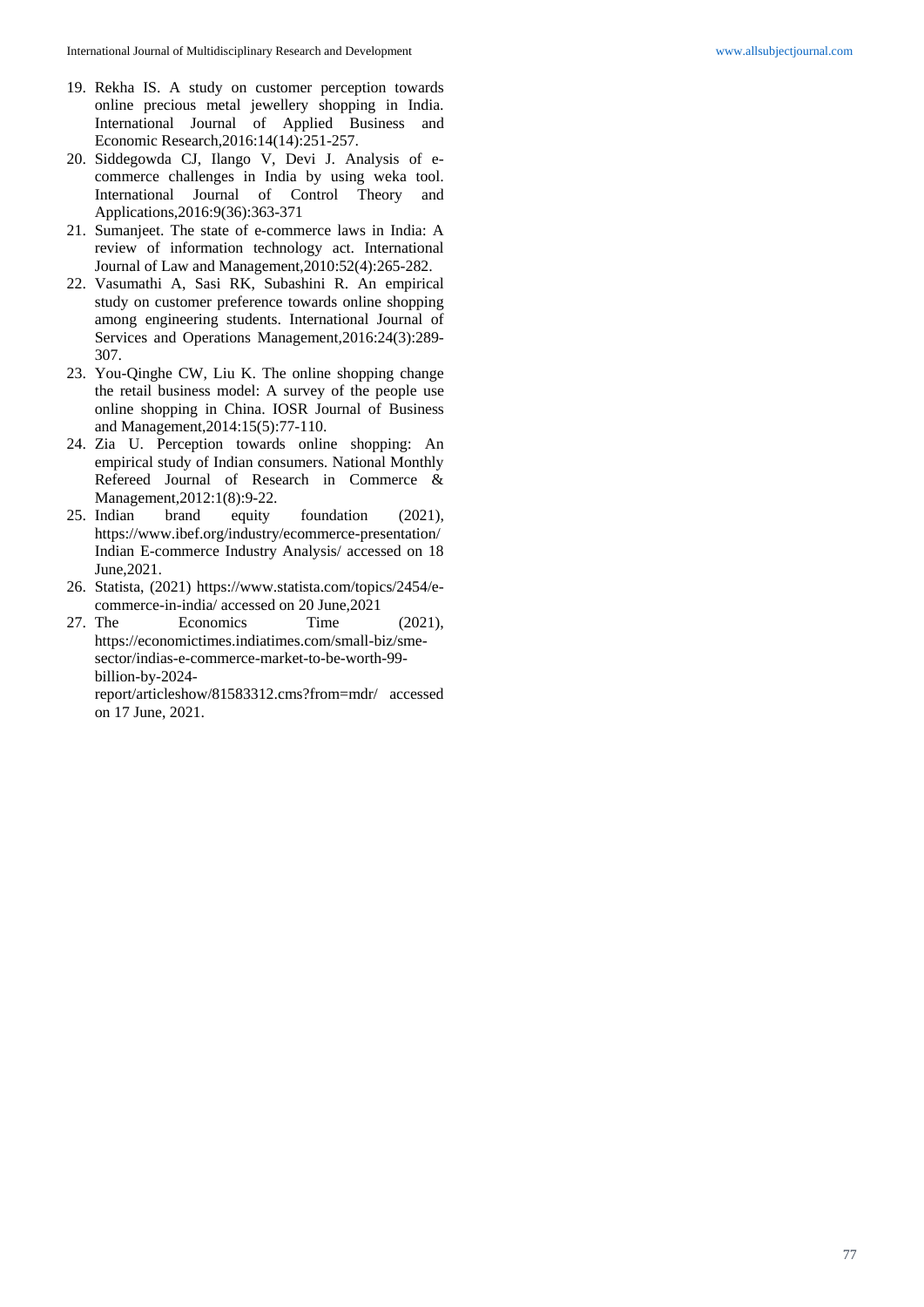19. Rekha IS. A study on customer perception towards online precious metal jewellery shopping in India. International Journal of Applied Business and Economic Research,2016:14(14):251-257.
20. Siddegowda CJ, Ilango V, Devi J. Analysis of e-commerce challenges in India by using weka tool. International Journal of Control Theory and Applications,2016:9(36):363-371
21. Sumanjeet. The state of e-commerce laws in India: A review of information technology act. International Journal of Law and Management,2010:52(4):265-282.
22. Vasumathi A, Sasi RK, Subashini R. An empirical study on customer preference towards online shopping among engineering students. International Journal of Services and Operations Management,2016:24(3):289-307.
23. You-Qinghe CW, Liu K. The online shopping change the retail business model: A survey of the people use online shopping in China. IOSR Journal of Business and Management,2014:15(5):77-110.
24. Zia U. Perception towards online shopping: An empirical study of Indian consumers. National Monthly Refereed Journal of Research in Commerce & Management,2012:1(8):9-22.
25. Indian brand equity foundation (2021), https://www.ibef.org/industry/ecommerce-presentation/ Indian E-commerce Industry Analysis/ accessed on 18 June,2021.
26. Statista, (2021) https://www.statista.com/topics/2454/e-commerce-in-india/ accessed on 20 June,2021
27. The Economics Time (2021), https://economictimes.indiatimes.com/small-biz/sme-sector/indias-e-commerce-market-to-be-worth-99-billion-by-2024-report/articleshow/81583312.cms?from=mdr/ accessed on 17 June, 2021.